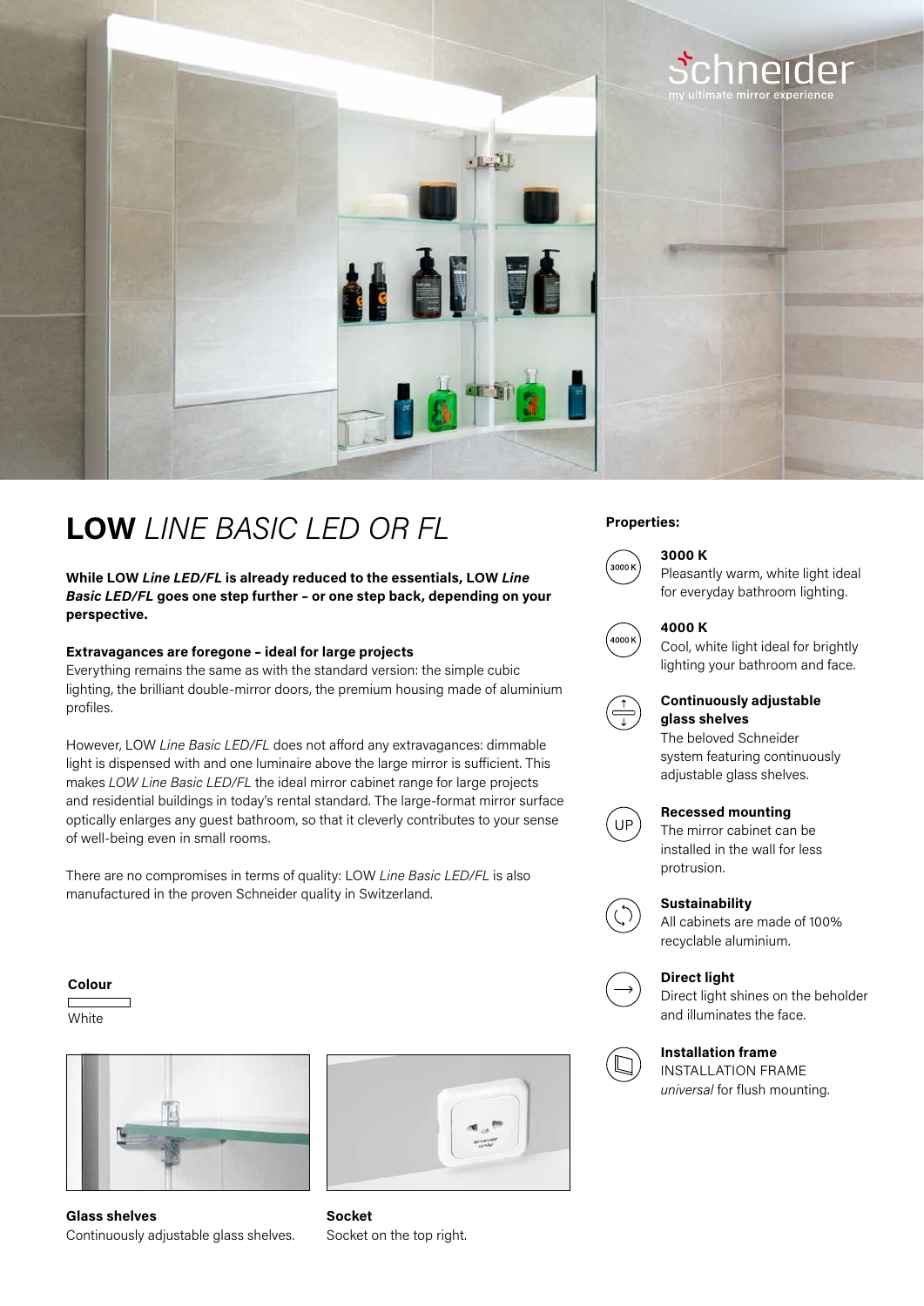# **LOW** *LINE BASIC LED OR FL*

**While LOW *Line LED/FL* is already reduced to the essentials, LOW *Line Basic LED/FL* goes one step further – or one step back, depending on your perspective.**

**Extravagances are foregone – ideal for large projects**
Everything remains the same as with the standard version: the simple cubic lighting, the brilliant double-mirror doors, the premium housing made of aluminium profiles.

However, LOW *Line Basic LED/FL* does not afford any extravagances: dimmable light is dispensed with and one luminaire above the large mirror is sufficient. This makes *LOW Line Basic LED/FL* the ideal mirror cabinet range for large projects and residential buildings in today's rental standard. The large-format mirror surface optically enlarges any guest bathroom, so that it cleverly contributes to your sense of well-being even in small rooms.

There are no compromises in terms of quality: LOW *Line Basic LED/FL* is also manufactured in the proven Schneider quality in Switzerland.

**Colour**

White

**Glass shelves**
Continuously adjustable glass shelves.

**Socket**
Socket on the top right.

**Properties:**

**3000 K**
Pleasantly warm, white light ideal for everyday bathroom lighting.

**4000 K**
Cool, white light ideal for brightly lighting your bathroom and face.

**Continuously adjustable glass shelves**
The beloved Schneider system featuring continuously adjustable glass shelves.

**Recessed mounting**
The mirror cabinet can be installed in the wall for less protrusion.

**Sustainability**
All cabinets are made of 100% recyclable aluminium.

**Direct light**
Direct light shines on the beholder and illuminates the face.

**Installation frame**
INSTALLATION FRAME *universal* for flush mounting.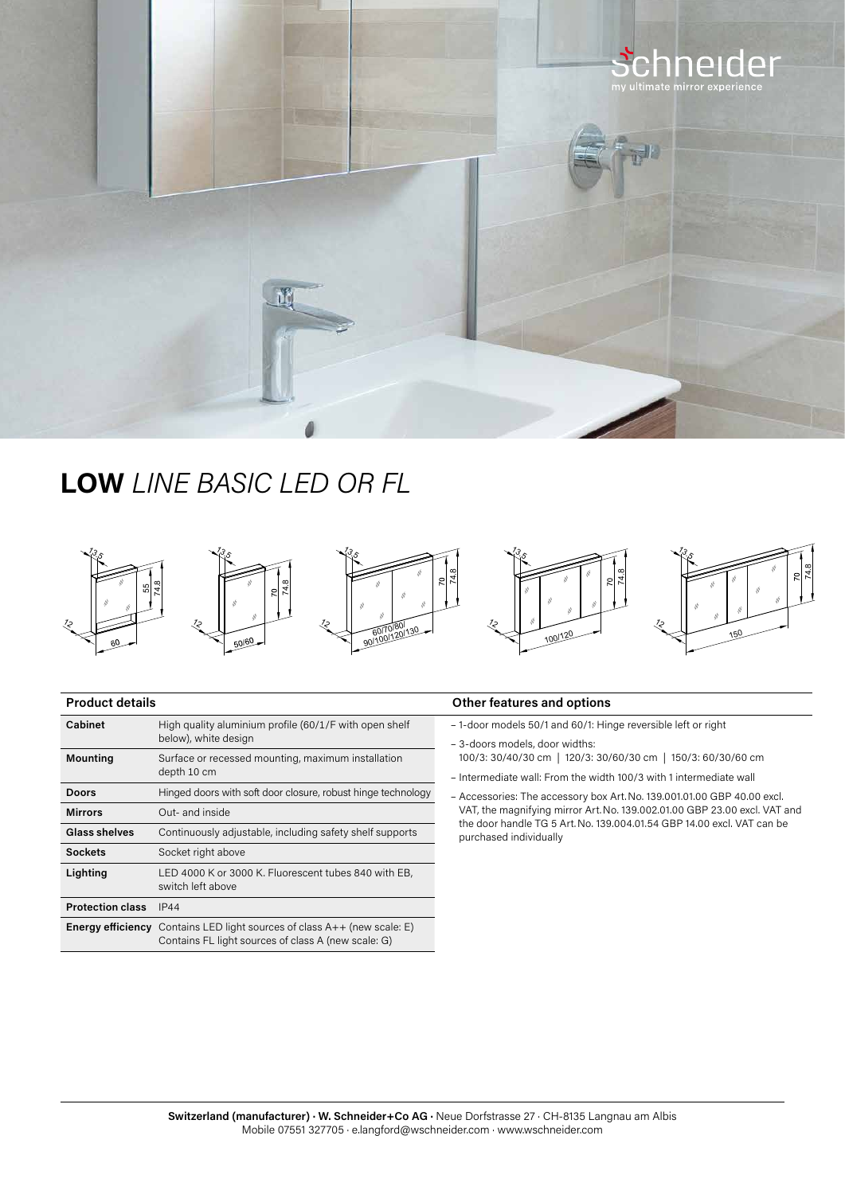# **LOW** *LINE BASIC LED OR FL*

13.5
12
60
55
74.8

13.5
12
50/60
70
74.8

13.5
12
60/70/80/
90/100/120/130
70
74.8

13.5
12
100/120
70
74.8

13.5
12
150
70
74.8

## Product details

| | |
|---|---|
| **Cabinet** | High quality aluminium profile (60/1/F with open shelf below), white design |
| **Mounting** | Surface or recessed mounting, maximum installation depth 10 cm |
| **Doors** | Hinged doors with soft door closure, robust hinge technology |
| **Mirrors** | Out- and inside |
| **Glass shelves** | Continuously adjustable, including safety shelf supports |
| **Sockets** | Socket right above |
| **Lighting** | LED 4000 K or 3000 K. Fluorescent tubes 840 with EB, switch left above |
| **Protection class** | IP44 |
| **Energy efficiency** | Contains LED light sources of class A++ (new scale: E)<br>Contains FL light sources of class A (new scale: G) |

## Other features and options

- 1-door models 50/1 and 60/1: Hinge reversible left or right
- 3-doors models, door widths:
  100/3: 30/40/30 cm | 120/3: 30/60/30 cm | 150/3: 60/30/60 cm
- Intermediate wall: From the width 100/3 with 1 intermediate wall
- Accessories: The accessory box Art. No. 139.001.01.00 GBP 40.00 excl. VAT, the magnifying mirror Art. No. 139.002.01.00 GBP 23.00 excl. VAT and the door handle TG 5 Art. No. 139.004.01.54 GBP 14.00 excl. VAT can be purchased individually

**Switzerland (manufacturer) · W. Schneider+Co AG ·** Neue Dorfstrasse 27 · CH-8135 Langnau am Albis
Mobile 07551 327705 · e.langford@wschneider.com · www.wschneider.com